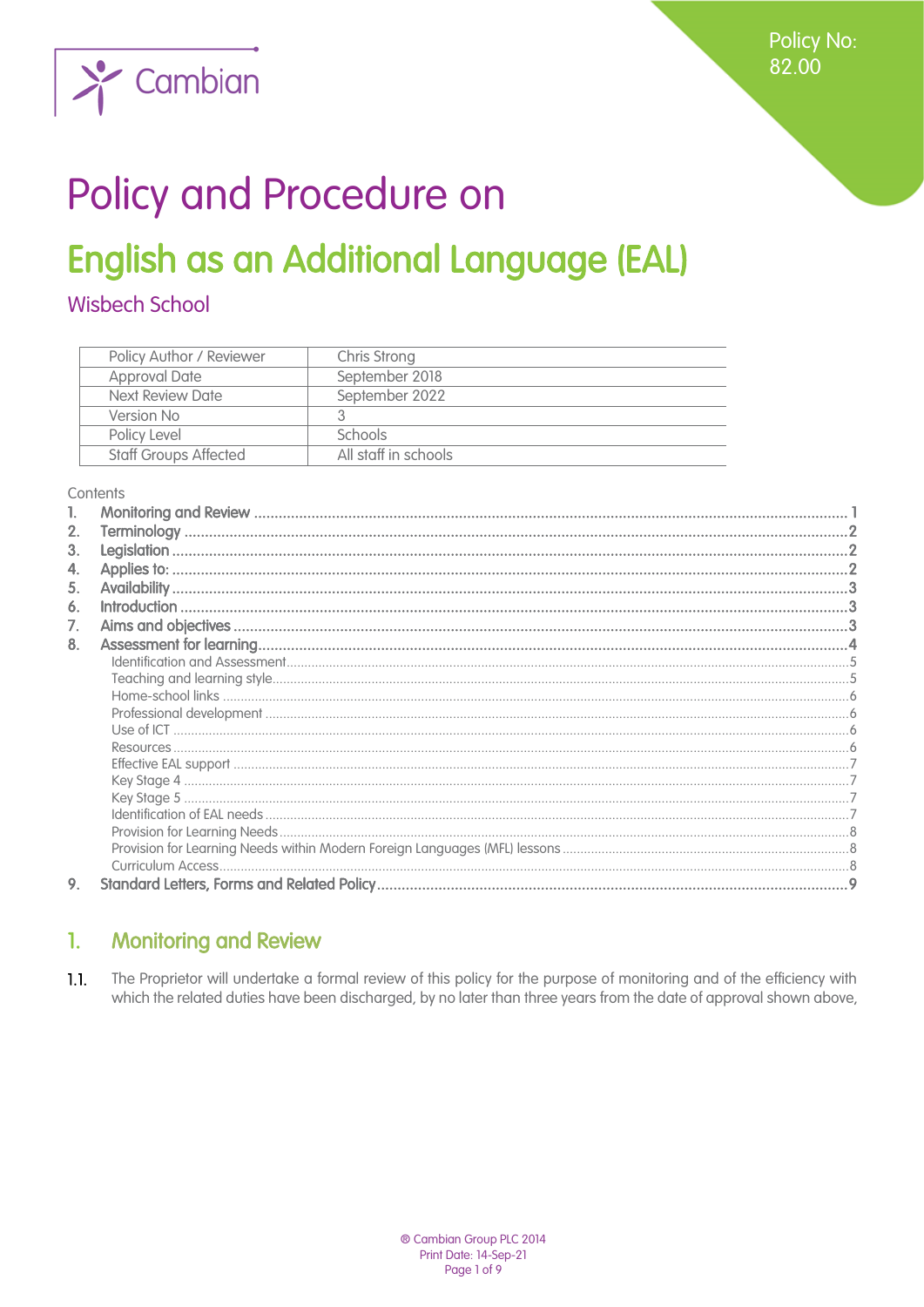Policy No: 82.00

# Policy and Procedure on

# English as an Additional Language (EAL)

## Wisbech School

| Policy Author / Reviewer | Chris Strong |
|---|---|
| Approval Date | September 2018 |
| Next Review Date | September 2022 |
| Version No | 3 |
| Policy Level | Schools |
| Staff Groups Affected | All staff in schools |

Contents

1. Monitoring and Review ... 1
2. Terminology ... 2
3. Legislation ... 2
4. Applies to: ... 2
5. Availability ... 3
6. Introduction ... 3
7. Aims and objectives ... 3
8. Assessment for learning ... 4
   - Identification and Assessment ... 5
   - Teaching and learning style ... 5
   - Home-school links ... 6
   - Professional development ... 6
   - Use of ICT ... 6
   - Resources ... 6
   - Effective EAL support ... 7
   - Key Stage 4 ... 7
   - Key Stage 5 ... 7
   - Identification of EAL needs ... 7
   - Provision for Learning Needs ... 8
   - Provision for Learning Needs within Modern Foreign Languages (MFL) lessons ... 8
   - Curriculum Access ... 8
9. Standard Letters, Forms and Related Policy ... 9

## 1. Monitoring and Review

1.1. The Proprietor will undertake a formal review of this policy for the purpose of monitoring and of the efficiency with which the related duties have been discharged, by no later than three years from the date of approval shown above,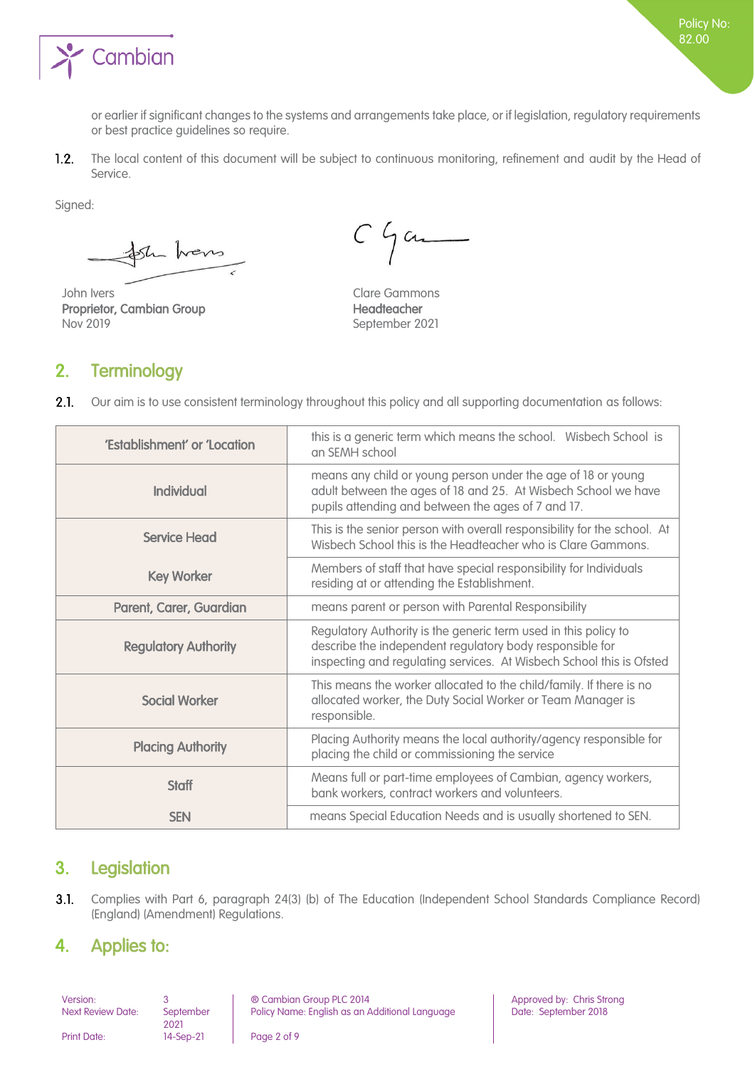or earlier if significant changes to the systems and arrangements take place, or if legislation, regulatory requirements or best practice guidelines so require.

1.2. The local content of this document will be subject to continuous monitoring, refinement and audit by the Head of Service.

Signed:

John Ivers
**Proprietor, Cambian Group**
Nov 2019

Clare Gammons
**Headteacher**
September 2021

## 2. Terminology

2.1. Our aim is to use consistent terminology throughout this policy and all supporting documentation as follows:

| | |
|---|---|
| 'Establishment' or 'Location | this is a generic term which means the school. Wisbech School is an SEMH school |
| Individual | means any child or young person under the age of 18 or young adult between the ages of 18 and 25. At Wisbech School we have pupils attending and between the ages of 7 and 17. |
| Service Head | This is the senior person with overall responsibility for the school. At Wisbech School this is the Headteacher who is Clare Gammons. |
| Key Worker | Members of staff that have special responsibility for Individuals residing at or attending the Establishment. |
| Parent, Carer, Guardian | means parent or person with Parental Responsibility |
| Regulatory Authority | Regulatory Authority is the generic term used in this policy to describe the independent regulatory body responsible for inspecting and regulating services. At Wisbech School this is Ofsted |
| Social Worker | This means the worker allocated to the child/family. If there is no allocated worker, the Duty Social Worker or Team Manager is responsible. |
| Placing Authority | Placing Authority means the local authority/agency responsible for placing the child or commissioning the service |
| Staff | Means full or part-time employees of Cambian, agency workers, bank workers, contract workers and volunteers. |
| SEN | means Special Education Needs and is usually shortened to SEN. |

## 3. Legislation

3.1. Complies with Part 6, paragraph 24(3) (b) of The Education (Independent School Standards Compliance Record) (England) (Amendment) Regulations.

## 4. Applies to: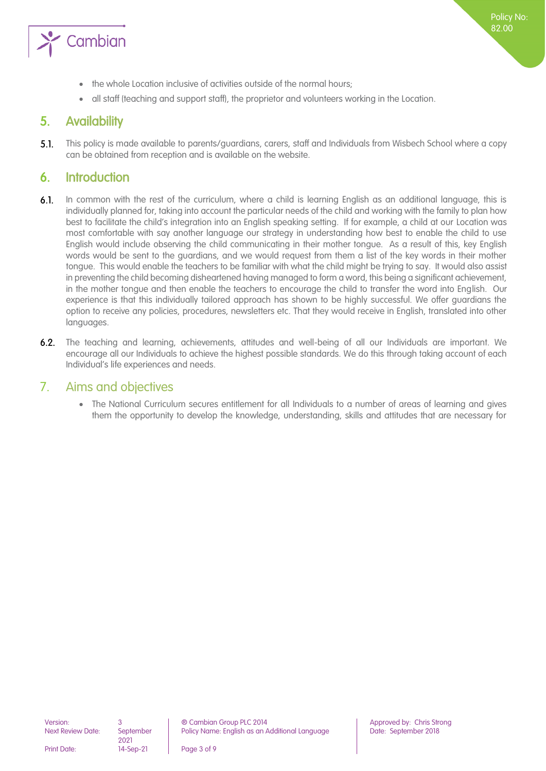- the whole Location inclusive of activities outside of the normal hours;
- all staff (teaching and support staff), the proprietor and volunteers working in the Location.

## 5. Availability

5.1. This policy is made available to parents/guardians, carers, staff and Individuals from Wisbech School where a copy can be obtained from reception and is available on the website.

## 6. Introduction

6.1. In common with the rest of the curriculum, where a child is learning English as an additional language, this is individually planned for, taking into account the particular needs of the child and working with the family to plan how best to facilitate the child's integration into an English speaking setting. If for example, a child at our Location was most comfortable with say another language our strategy in understanding how best to enable the child to use English would include observing the child communicating in their mother tongue. As a result of this, key English words would be sent to the guardians, and we would request from them a list of the key words in their mother tongue. This would enable the teachers to be familiar with what the child might be trying to say. It would also assist in preventing the child becoming disheartened having managed to form a word, this being a significant achievement, in the mother tongue and then enable the teachers to encourage the child to transfer the word into English. Our experience is that this individually tailored approach has shown to be highly successful. We offer guardians the option to receive any policies, procedures, newsletters etc. That they would receive in English, translated into other languages.

6.2. The teaching and learning, achievements, attitudes and well-being of all our Individuals are important. We encourage all our Individuals to achieve the highest possible standards. We do this through taking account of each Individual's life experiences and needs.

## 7. Aims and objectives

- The National Curriculum secures entitlement for all Individuals to a number of areas of learning and gives them the opportunity to develop the knowledge, understanding, skills and attitudes that are necessary for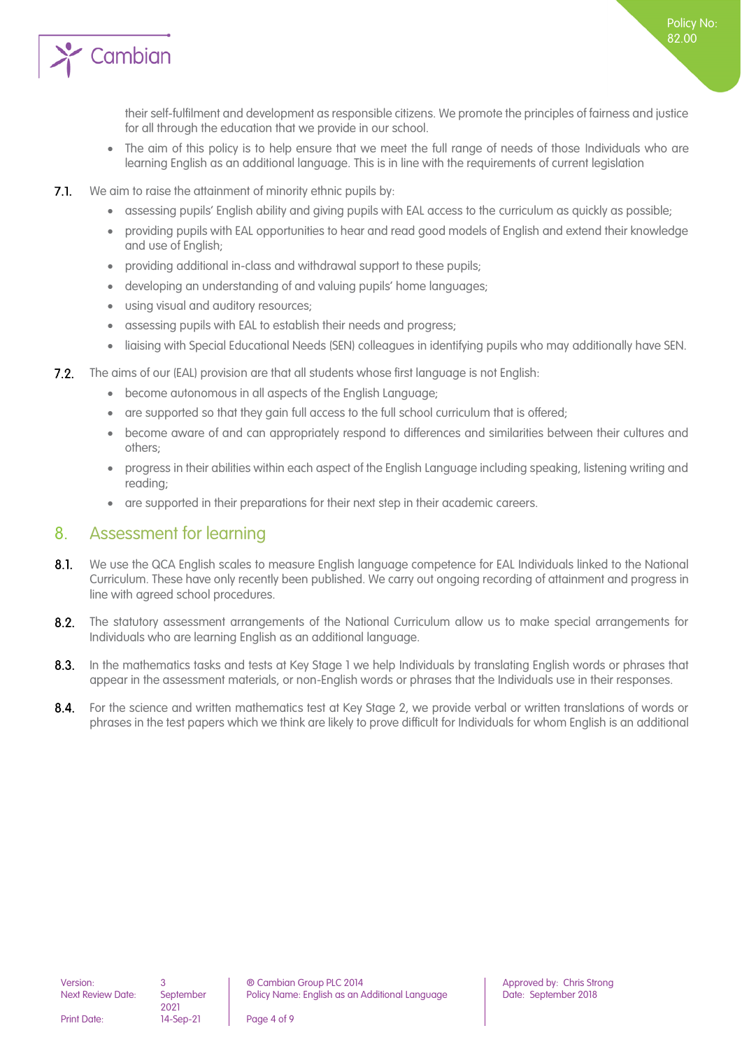their self-fulfilment and development as responsible citizens. We promote the principles of fairness and justice for all through the education that we provide in our school.

- The aim of this policy is to help ensure that we meet the full range of needs of those Individuals who are learning English as an additional language. This is in line with the requirements of current legislation

**7.1.** We aim to raise the attainment of minority ethnic pupils by:

- assessing pupils' English ability and giving pupils with EAL access to the curriculum as quickly as possible;
- providing pupils with EAL opportunities to hear and read good models of English and extend their knowledge and use of English;
- providing additional in-class and withdrawal support to these pupils;
- developing an understanding of and valuing pupils' home languages;
- using visual and auditory resources;
- assessing pupils with EAL to establish their needs and progress;
- liaising with Special Educational Needs (SEN) colleagues in identifying pupils who may additionally have SEN.

**7.2.** The aims of our (EAL) provision are that all students whose first language is not English:

- become autonomous in all aspects of the English Language;
- are supported so that they gain full access to the full school curriculum that is offered;
- become aware of and can appropriately respond to differences and similarities between their cultures and others;
- progress in their abilities within each aspect of the English Language including speaking, listening writing and reading;
- are supported in their preparations for their next step in their academic careers.

## 8. Assessment for learning

**8.1.** We use the QCA English scales to measure English language competence for EAL Individuals linked to the National Curriculum. These have only recently been published. We carry out ongoing recording of attainment and progress in line with agreed school procedures.

**8.2.** The statutory assessment arrangements of the National Curriculum allow us to make special arrangements for Individuals who are learning English as an additional language.

**8.3.** In the mathematics tasks and tests at Key Stage 1 we help Individuals by translating English words or phrases that appear in the assessment materials, or non-English words or phrases that the Individuals use in their responses.

**8.4.** For the science and written mathematics test at Key Stage 2, we provide verbal or written translations of words or phrases in the test papers which we think are likely to prove difficult for Individuals for whom English is an additional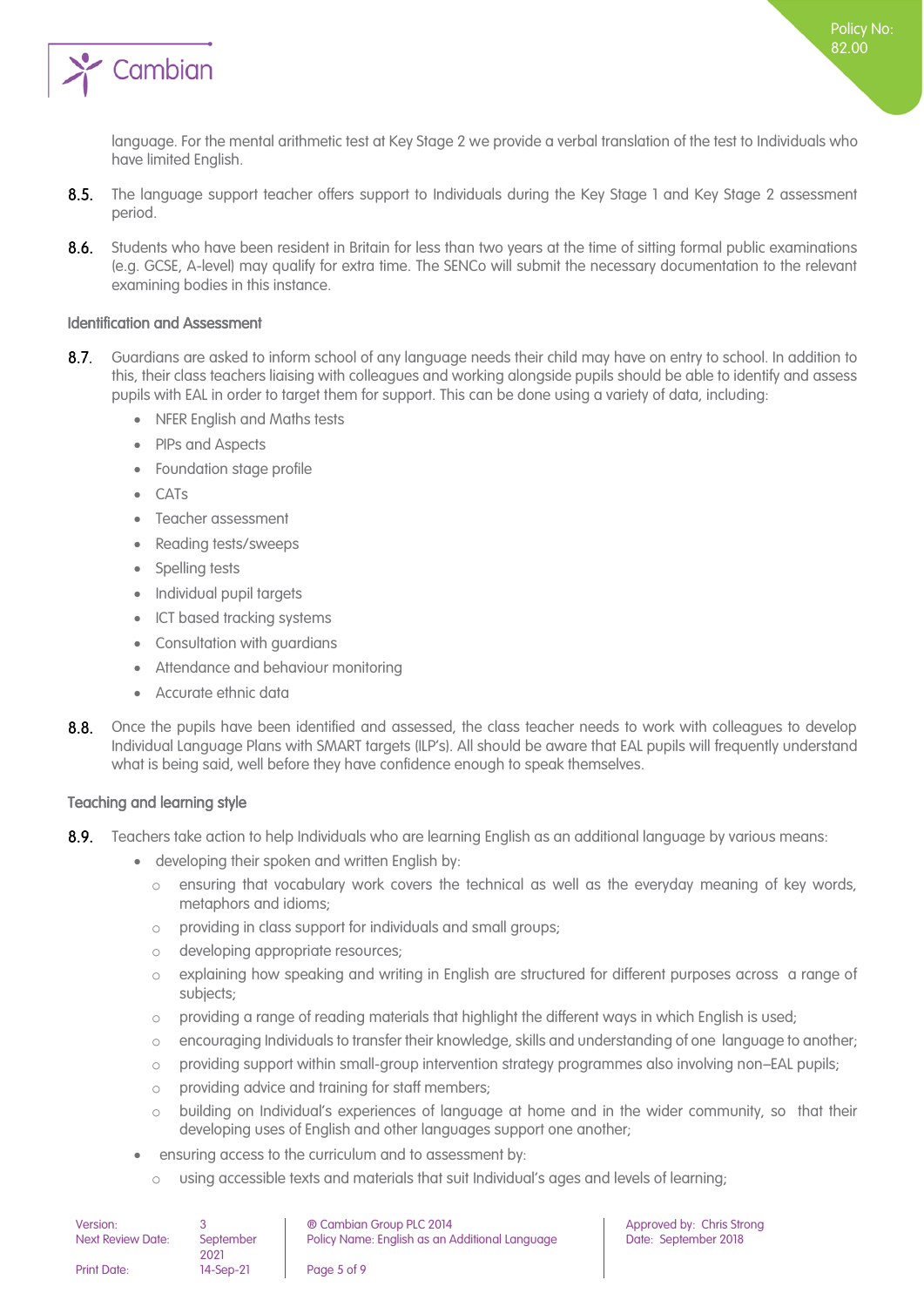language. For the mental arithmetic test at Key Stage 2 we provide a verbal translation of the test to Individuals who have limited English.

**8.5.** The language support teacher offers support to Individuals during the Key Stage 1 and Key Stage 2 assessment period.

**8.6.** Students who have been resident in Britain for less than two years at the time of sitting formal public examinations (e.g. GCSE, A-level) may qualify for extra time. The SENCo will submit the necessary documentation to the relevant examining bodies in this instance.

### Identification and Assessment

**8.7.** Guardians are asked to inform school of any language needs their child may have on entry to school. In addition to this, their class teachers liaising with colleagues and working alongside pupils should be able to identify and assess pupils with EAL in order to target them for support. This can be done using a variety of data, including:

- NFER English and Maths tests
- PIPs and Aspects
- Foundation stage profile
- CATs
- Teacher assessment
- Reading tests/sweeps
- Spelling tests
- Individual pupil targets
- ICT based tracking systems
- Consultation with guardians
- Attendance and behaviour monitoring
- Accurate ethnic data

**8.8.** Once the pupils have been identified and assessed, the class teacher needs to work with colleagues to develop Individual Language Plans with SMART targets (ILP's). All should be aware that EAL pupils will frequently understand what is being said, well before they have confidence enough to speak themselves.

### Teaching and learning style

**8.9.** Teachers take action to help Individuals who are learning English as an additional language by various means:

- developing their spoken and written English by:
  - ensuring that vocabulary work covers the technical as well as the everyday meaning of key words, metaphors and idioms;
  - providing in class support for individuals and small groups;
  - developing appropriate resources;
  - explaining how speaking and writing in English are structured for different purposes across a range of subjects;
  - providing a range of reading materials that highlight the different ways in which English is used;
  - encouraging Individuals to transfer their knowledge, skills and understanding of one language to another;
  - providing support within small-group intervention strategy programmes also involving non–EAL pupils;
  - providing advice and training for staff members;
  - building on Individual's experiences of language at home and in the wider community, so that their developing uses of English and other languages support one another;
- ensuring access to the curriculum and to assessment by:
  - using accessible texts and materials that suit Individual's ages and levels of learning;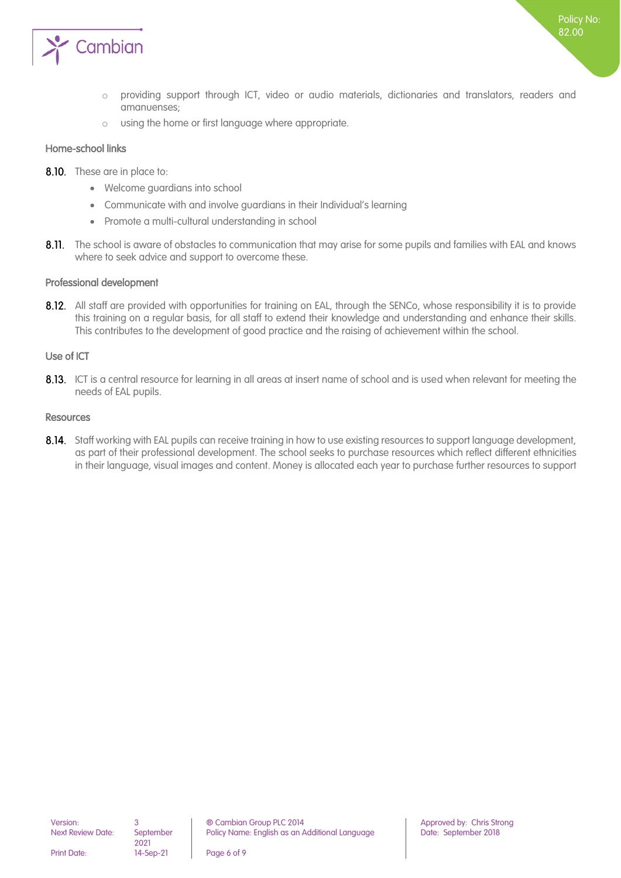- providing support through ICT, video or audio materials, dictionaries and translators, readers and amanuenses;
- using the home or first language where appropriate.

### Home-school links

**8.10.** These are in place to:

- Welcome guardians into school
- Communicate with and involve guardians in their Individual's learning
- Promote a multi-cultural understanding in school

**8.11.** The school is aware of obstacles to communication that may arise for some pupils and families with EAL and knows where to seek advice and support to overcome these.

### Professional development

**8.12.** All staff are provided with opportunities for training on EAL, through the SENCo, whose responsibility it is to provide this training on a regular basis, for all staff to extend their knowledge and understanding and enhance their skills. This contributes to the development of good practice and the raising of achievement within the school.

### Use of ICT

**8.13.** ICT is a central resource for learning in all areas at insert name of school and is used when relevant for meeting the needs of EAL pupils.

### Resources

**8.14.** Staff working with EAL pupils can receive training in how to use existing resources to support language development, as part of their professional development. The school seeks to purchase resources which reflect different ethnicities in their language, visual images and content. Money is allocated each year to purchase further resources to support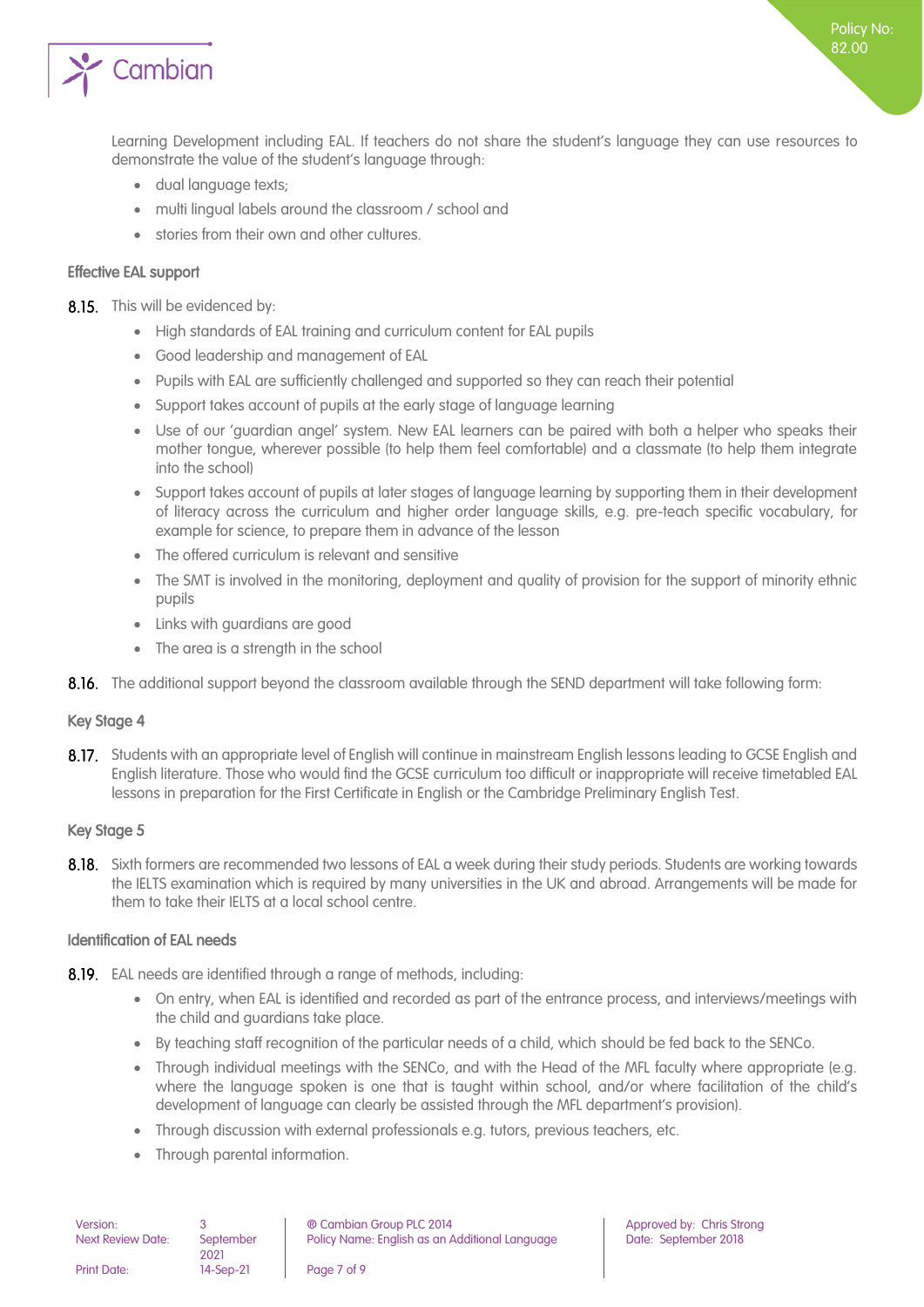Learning Development including EAL. If teachers do not share the student's language they can use resources to demonstrate the value of the student's language through:

- dual language texts;
- multi lingual labels around the classroom / school and
- stories from their own and other cultures.

### Effective EAL support

**8.15.** This will be evidenced by:

- High standards of EAL training and curriculum content for EAL pupils
- Good leadership and management of EAL
- Pupils with EAL are sufficiently challenged and supported so they can reach their potential
- Support takes account of pupils at the early stage of language learning
- Use of our 'guardian angel' system. New EAL learners can be paired with both a helper who speaks their mother tongue, wherever possible (to help them feel comfortable) and a classmate (to help them integrate into the school)
- Support takes account of pupils at later stages of language learning by supporting them in their development of literacy across the curriculum and higher order language skills, e.g. pre-teach specific vocabulary, for example for science, to prepare them in advance of the lesson
- The offered curriculum is relevant and sensitive
- The SMT is involved in the monitoring, deployment and quality of provision for the support of minority ethnic pupils
- Links with guardians are good
- The area is a strength in the school

**8.16.** The additional support beyond the classroom available through the SEND department will take following form:

### Key Stage 4

**8.17.** Students with an appropriate level of English will continue in mainstream English lessons leading to GCSE English and English literature. Those who would find the GCSE curriculum too difficult or inappropriate will receive timetabled EAL lessons in preparation for the First Certificate in English or the Cambridge Preliminary English Test.

### Key Stage 5

**8.18.** Sixth formers are recommended two lessons of EAL a week during their study periods. Students are working towards the IELTS examination which is required by many universities in the UK and abroad. Arrangements will be made for them to take their IELTS at a local school centre.

### Identification of EAL needs

**8.19.** EAL needs are identified through a range of methods, including:

- On entry, when EAL is identified and recorded as part of the entrance process, and interviews/meetings with the child and guardians take place.
- By teaching staff recognition of the particular needs of a child, which should be fed back to the SENCo.
- Through individual meetings with the SENCo, and with the Head of the MFL faculty where appropriate (e.g. where the language spoken is one that is taught within school, and/or where facilitation of the child's development of language can clearly be assisted through the MFL department's provision).
- Through discussion with external professionals e.g. tutors, previous teachers, etc.
- Through parental information.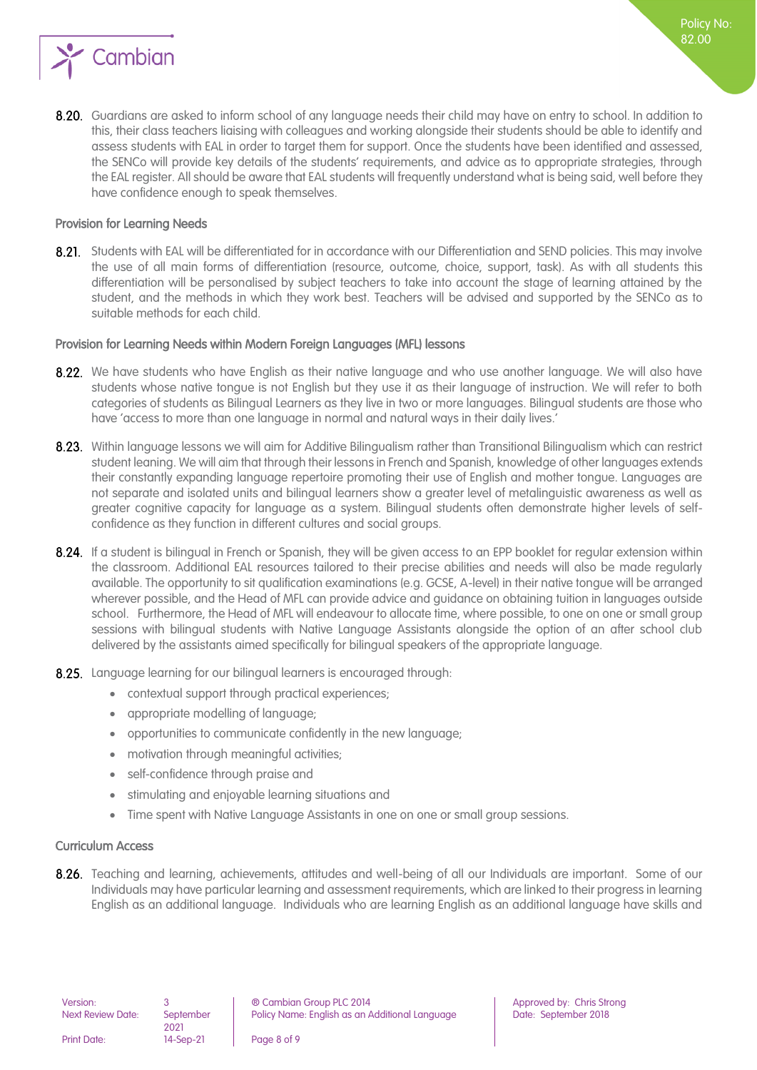8.20. Guardians are asked to inform school of any language needs their child may have on entry to school. In addition to this, their class teachers liaising with colleagues and working alongside their students should be able to identify and assess students with EAL in order to target them for support. Once the students have been identified and assessed, the SENCo will provide key details of the students' requirements, and advice as to appropriate strategies, through the EAL register. All should be aware that EAL students will frequently understand what is being said, well before they have confidence enough to speak themselves.

### Provision for Learning Needs

8.21. Students with EAL will be differentiated for in accordance with our Differentiation and SEND policies. This may involve the use of all main forms of differentiation (resource, outcome, choice, support, task). As with all students this differentiation will be personalised by subject teachers to take into account the stage of learning attained by the student, and the methods in which they work best. Teachers will be advised and supported by the SENCo as to suitable methods for each child.

### Provision for Learning Needs within Modern Foreign Languages (MFL) lessons

8.22. We have students who have English as their native language and who use another language. We will also have students whose native tongue is not English but they use it as their language of instruction. We will refer to both categories of students as Bilingual Learners as they live in two or more languages. Bilingual students are those who have 'access to more than one language in normal and natural ways in their daily lives.'

8.23. Within language lessons we will aim for Additive Bilingualism rather than Transitional Bilingualism which can restrict student leaning. We will aim that through their lessons in French and Spanish, knowledge of other languages extends their constantly expanding language repertoire promoting their use of English and mother tongue. Languages are not separate and isolated units and bilingual learners show a greater level of metalinguistic awareness as well as greater cognitive capacity for language as a system. Bilingual students often demonstrate higher levels of self-confidence as they function in different cultures and social groups.

8.24. If a student is bilingual in French or Spanish, they will be given access to an EPP booklet for regular extension within the classroom. Additional EAL resources tailored to their precise abilities and needs will also be made regularly available. The opportunity to sit qualification examinations (e.g. GCSE, A-level) in their native tongue will be arranged wherever possible, and the Head of MFL can provide advice and guidance on obtaining tuition in languages outside school. Furthermore, the Head of MFL will endeavour to allocate time, where possible, to one on one or small group sessions with bilingual students with Native Language Assistants alongside the option of an after school club delivered by the assistants aimed specifically for bilingual speakers of the appropriate language.

8.25. Language learning for our bilingual learners is encouraged through:

- contextual support through practical experiences;
- appropriate modelling of language;
- opportunities to communicate confidently in the new language;
- motivation through meaningful activities;
- self-confidence through praise and
- stimulating and enjoyable learning situations and
- Time spent with Native Language Assistants in one on one or small group sessions.

### Curriculum Access

8.26. Teaching and learning, achievements, attitudes and well-being of all our Individuals are important. Some of our Individuals may have particular learning and assessment requirements, which are linked to their progress in learning English as an additional language. Individuals who are learning English as an additional language have skills and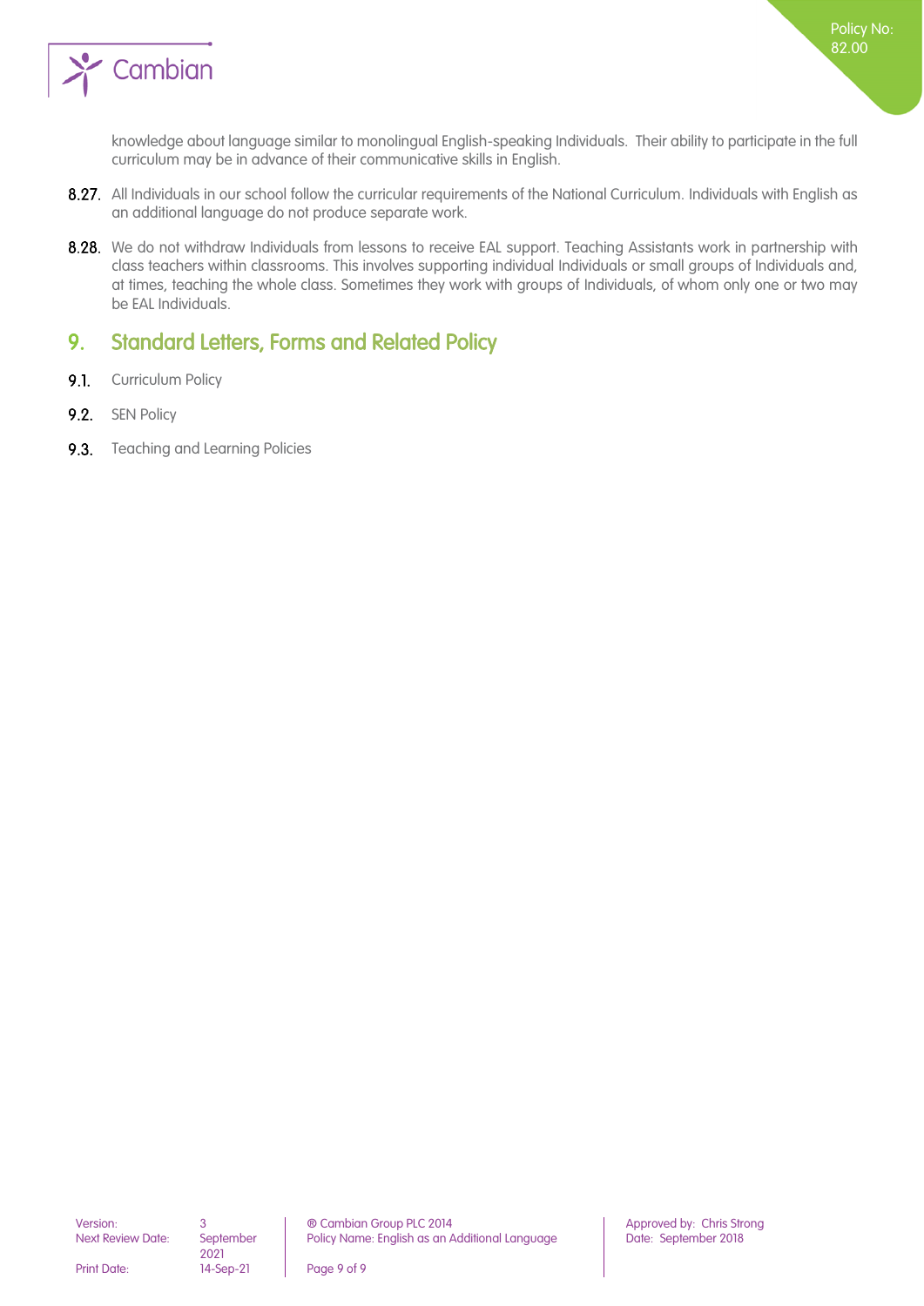knowledge about language similar to monolingual English-speaking Individuals. Their ability to participate in the full curriculum may be in advance of their communicative skills in English.

8.27. All Individuals in our school follow the curricular requirements of the National Curriculum. Individuals with English as an additional language do not produce separate work.

8.28. We do not withdraw Individuals from lessons to receive EAL support. Teaching Assistants work in partnership with class teachers within classrooms. This involves supporting individual Individuals or small groups of Individuals and, at times, teaching the whole class. Sometimes they work with groups of Individuals, of whom only one or two may be EAL Individuals.

## 9. Standard Letters, Forms and Related Policy

9.1. Curriculum Policy

9.2. SEN Policy

9.3. Teaching and Learning Policies